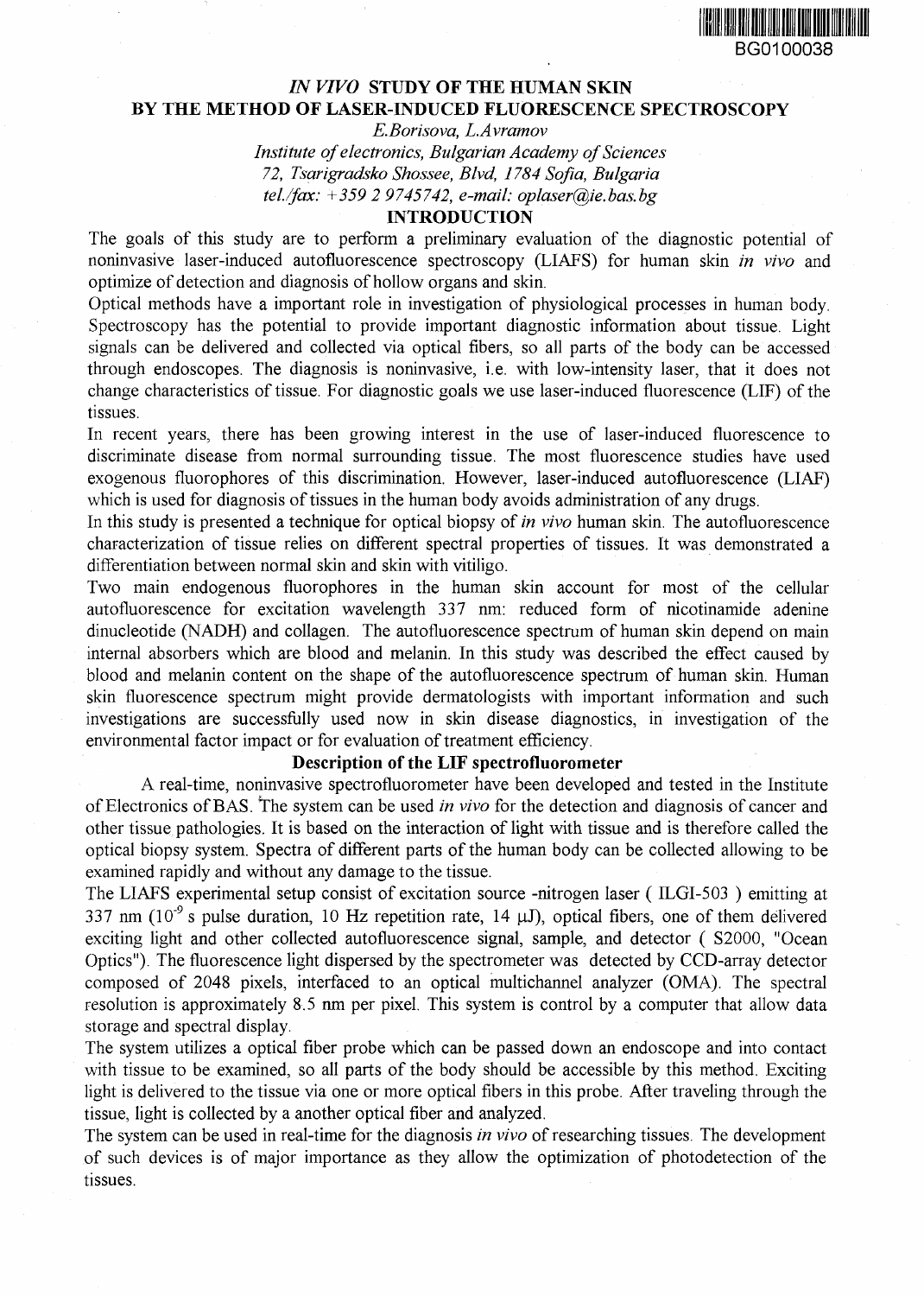BG0100038

# *IN VIVO* STUDY OF THE HUMAN SKIN BY THE METHOD OF LASER-INDUCED FLUORESCENCE SPECTROSCOPY

*E.Borisova, L.Avramov*

*Institute of electronics, Bulgarian Academy of Sciences*
*72, Tsarigradsko Shossee, Blvd, 1784 Sofia, Bulgaria*
*tel./fax: +359 2 9745742, e-mail: oplaser@ie.bas.bg*

## INTRODUCTION

The goals of this study are to perform a preliminary evaluation of the diagnostic potential of noninvasive laser-induced autofluorescence spectroscopy (LIAFS) for human skin *in vivo* and optimize of detection and diagnosis of hollow organs and skin.

Optical methods have a important role in investigation of physiological processes in human body. Spectroscopy has the potential to provide important diagnostic information about tissue. Light signals can be delivered and collected via optical fibers, so all parts of the body can be accessed through endoscopes. The diagnosis is noninvasive, i.e. with low-intensity laser, that it does not change characteristics of tissue. For diagnostic goals we use laser-induced fluorescence (LIF) of the tissues.

In recent years, there has been growing interest in the use of laser-induced fluorescence to discriminate disease from normal surrounding tissue. The most fluorescence studies have used exogenous fluorophores of this discrimination. However, laser-induced autofluorescence (LIAF) which is used for diagnosis of tissues in the human body avoids administration of any drugs.

In this study is presented a technique for optical biopsy of *in vivo* human skin. The autofluorescence characterization of tissue relies on different spectral properties of tissues. It was demonstrated a differentiation between normal skin and skin with vitiligo.

Two main endogenous fluorophores in the human skin account for most of the cellular autofluorescence for excitation wavelength 337 nm: reduced form of nicotinamide adenine dinucleotide (NADH) and collagen. The autofluorescence spectrum of human skin depend on main internal absorbers which are blood and melanin. In this study was described the effect caused by blood and melanin content on the shape of the autofluorescence spectrum of human skin. Human skin fluorescence spectrum might provide dermatologists with important information and such investigations are successfully used now in skin disease diagnostics, in investigation of the environmental factor impact or for evaluation of treatment efficiency.

### Description of the LIF spectrofluorometer

A real-time, noninvasive spectrofluorometer have been developed and tested in the Institute of Electronics of BAS. The system can be used *in vivo* for the detection and diagnosis of cancer and other tissue pathologies. It is based on the interaction of light with tissue and is therefore called the optical biopsy system. Spectra of different parts of the human body can be collected allowing to be examined rapidly and without any damage to the tissue.

The LIAFS experimental setup consist of excitation source -nitrogen laser ( ILGI-503 ) emitting at 337 nm ($10^{-9}$ s pulse duration, 10 Hz repetition rate, 14 μJ), optical fibers, one of them delivered exciting light and other collected autofluorescence signal, sample, and detector ( S2000, "Ocean Optics"). The fluorescence light dispersed by the spectrometer was detected by CCD-array detector composed of 2048 pixels, interfaced to an optical multichannel analyzer (OMA). The spectral resolution is approximately 8.5 nm per pixel. This system is control by a computer that allow data storage and spectral display.

The system utilizes a optical fiber probe which can be passed down an endoscope and into contact with tissue to be examined, so all parts of the body should be accessible by this method. Exciting light is delivered to the tissue via one or more optical fibers in this probe. After traveling through the tissue, light is collected by a another optical fiber and analyzed.

The system can be used in real-time for the diagnosis *in vivo* of researching tissues. The development of such devices is of major importance as they allow the optimization of photodetection of the tissues.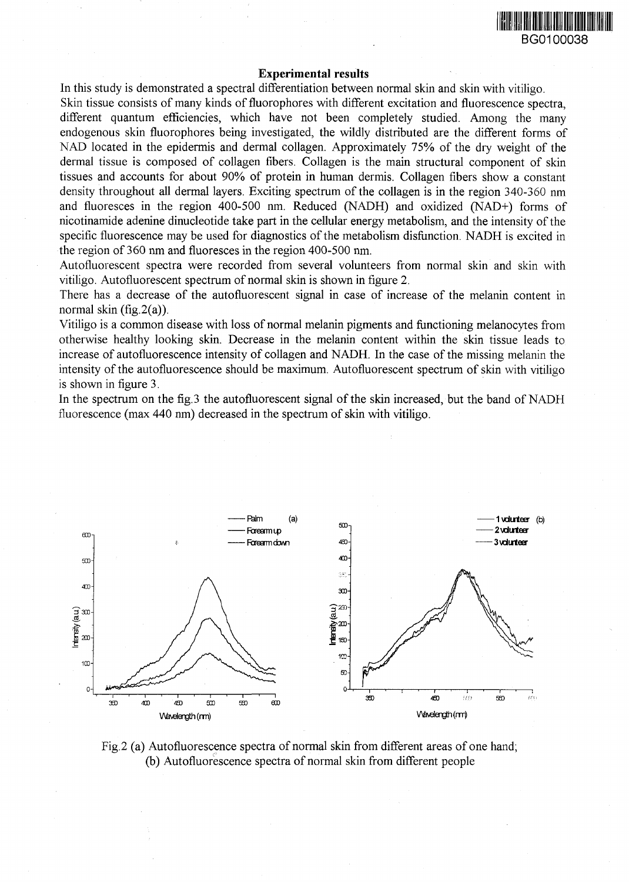## Experimental results

In this study is demonstrated a spectral differentiation between normal skin and skin with vitiligo.

Skin tissue consists of many kinds of fluorophores with different excitation and fluorescence spectra, different quantum efficiencies, which have not been completely studied. Among the many endogenous skin fluorophores being investigated, the wildly distributed are the different forms of NAD located in the epidermis and dermal collagen. Approximately 75% of the dry weight of the dermal tissue is composed of collagen fibers. Collagen is the main structural component of skin tissues and accounts for about 90% of protein in human dermis. Collagen fibers show a constant density throughout all dermal layers. Exciting spectrum of the collagen is in the region 340-360 nm and fluoresces in the region 400-500 nm. Reduced (NADH) and oxidized (NAD+) forms of nicotinamide adenine dinucleotide take part in the cellular energy metabolism, and the intensity of the specific fluorescence may be used for diagnostics of the metabolism disfunction. NADH is excited in the region of 360 nm and fluoresces in the region 400-500 nm.

Autofluorescent spectra were recorded from several volunteers from normal skin and skin with vitiligo. Autofluorescent spectrum of normal skin is shown in figure 2.

There has a decrease of the autofluorescent signal in case of increase of the melanin content in normal skin (fig.2(a)).

Vitiligo is a common disease with loss of normal melanin pigments and functioning melanocytes from otherwise healthy looking skin. Decrease in the melanin content within the skin tissue leads to increase of autofluorescence intensity of collagen and NADH. In the case of the missing melanin the intensity of the autofluorescence should be maximum. Autofluorescent spectrum of skin with vitiligo is shown in figure 3.

In the spectrum on the fig.3 the autofluorescent signal of the skin increased, but the band of NADH fluorescence (max 440 nm) decreased in the spectrum of skin with vitiligo.

Fig.2 (a) Autofluorescence spectra of normal skin from different areas of one hand; (b) Autofluorescence spectra of normal skin from different people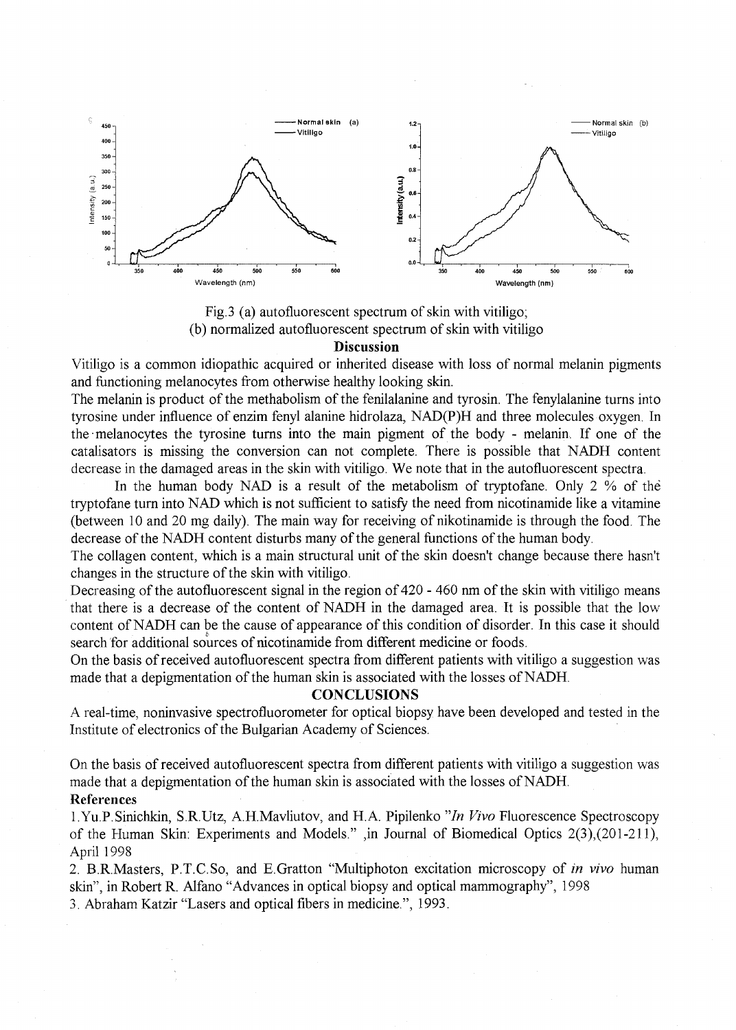Fig.3 (a) autofluorescent spectrum of skin with vitiligo;
(b) normalized autofluorescent spectrum of skin with vitiligo

## Discussion

Vitiligo is a common idiopathic acquired or inherited disease with loss of normal melanin pigments and functioning melanocytes from otherwise healthy looking skin.

The melanin is product of the methabolism of the fenilalanine and tyrosin. The fenylalanine turns into tyrosine under influence of enzim fenyl alanine hidrolaza, NAD(P)H and three molecules oxygen. In the melanocytes the tyrosine turns into the main pigment of the body - melanin. If one of the catalisators is missing the conversion can not complete. There is possible that NADH content decrease in the damaged areas in the skin with vitiligo. We note that in the autofluorescent spectra.

In the human body NAD is a result of the metabolism of tryptofane. Only 2 % of the tryptofane turn into NAD which is not sufficient to satisfy the need from nicotinamide like a vitamine (between 10 and 20 mg daily). The main way for receiving of nikotinamide is through the food. The decrease of the NADH content disturbs many of the general functions of the human body.

The collagen content, which is a main structural unit of the skin doesn't change because there hasn't changes in the structure of the skin with vitiligo.

Decreasing of the autofluorescent signal in the region of 420 - 460 nm of the skin with vitiligo means that there is a decrease of the content of NADH in the damaged area. It is possible that the low content of NADH can be the cause of appearance of this condition of disorder. In this case it should search for additional sources of nicotinamide from different medicine or foods.

On the basis of received autofluorescent spectra from different patients with vitiligo a suggestion was made that a depigmentation of the human skin is associated with the losses of NADH.

## CONCLUSIONS

A real-time, noninvasive spectrofluorometer for optical biopsy have been developed and tested in the Institute of electronics of the Bulgarian Academy of Sciences.

On the basis of received autofluorescent spectra from different patients with vitiligo a suggestion was made that a depigmentation of the human skin is associated with the losses of NADH.

## References

1. Yu.P.Sinichkin, S.R.Utz, A.H.Mavliutov, and H.A. Pipilenko "*In Vivo* Fluorescence Spectroscopy of the Human Skin: Experiments and Models." ,in Journal of Biomedical Optics 2(3),(201-211), April 1998
2. B.R.Masters, P.T.C.So, and E.Gratton "Multiphoton excitation microscopy of *in vivo* human skin", in Robert R. Alfano "Advances in optical biopsy and optical mammography", 1998
3. Abraham Katzir "Lasers and optical fibers in medicine.", 1993.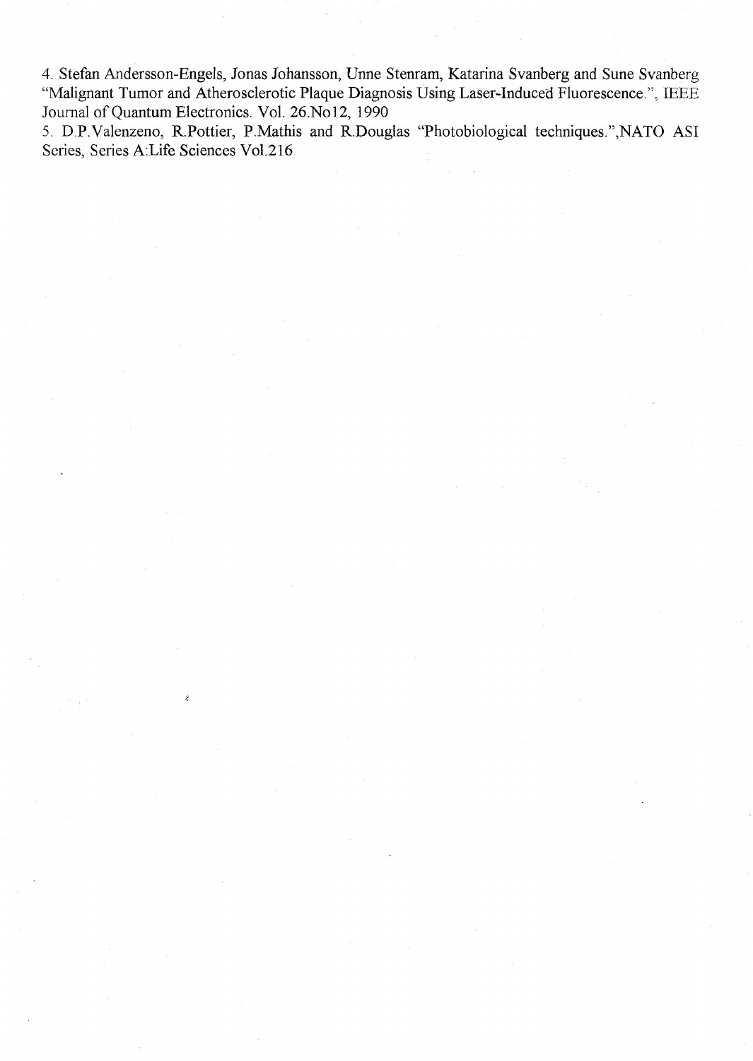4. Stefan Andersson-Engels, Jonas Johansson, Unne Stenram, Katarina Svanberg and Sune Svanberg "Malignant Tumor and Atherosclerotic Plaque Diagnosis Using Laser-Induced Fluorescence.", IEEE Journal of Quantum Electronics. Vol. 26.No12, 1990

5. D.P.Valenzeno, R.Pottier, P.Mathis and R.Douglas "Photobiological techniques.",NATO ASI Series, Series A:Life Sciences Vol.216